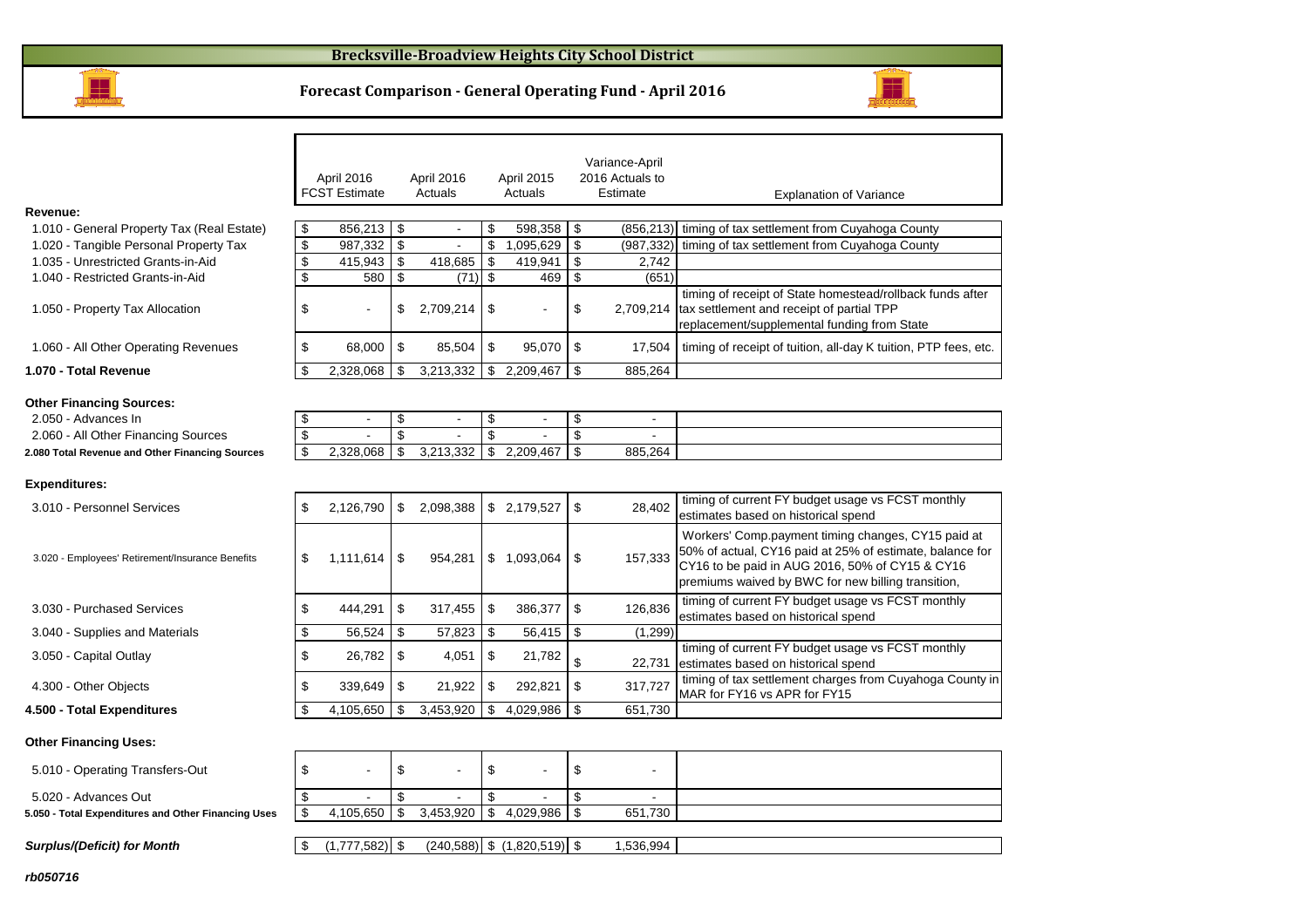# Brecksville-Broadview Heights City School District

## Forecast Comparison - General Operating Fund - April 2016

| | April 2016 FCST Estimate | April 2016 Actuals | April 2015 Actuals | Variance-April 2016 Actuals to Estimate | Explanation of Variance |
|---|---|---|---|---|---|
| **Revenue:** | | | | | |
| 1.010 - General Property Tax (Real Estate) | $ 856,213 | $ - | $ 598,358 | $ (856,213) | timing of tax settlement from Cuyahoga County |
| 1.020 - Tangible Personal Property Tax | $ 987,332 | $ - | $ 1,095,629 | $ (987,332) | timing of tax settlement from Cuyahoga County |
| 1.035 - Unrestricted Grants-in-Aid | $ 415,943 | $ 418,685 | $ 419,941 | $ 2,742 | |
| 1.040 - Restricted Grants-in-Aid | $ 580 | $ (71) | $ 469 | $ (651) | |
| 1.050 - Property Tax Allocation | $ - | $ 2,709,214 | $ - | $ 2,709,214 | timing of receipt of State homestead/rollback funds after tax settlement and receipt of partial TPP replacement/supplemental funding from State |
| 1.060 - All Other Operating Revenues | $ 68,000 | $ 85,504 | $ 95,070 | $ 17,504 | timing of receipt of tuition, all-day K tuition, PTP fees, etc. |
| **1.070 - Total Revenue** | $ 2,328,068 | $ 3,213,332 | $ 2,209,467 | $ 885,264 | |
| **Other Financing Sources:** | | | | | |
| 2.050 - Advances In | $ - | $ - | $ - | $ - | |
| 2.060 - All Other Financing Sources | $ - | $ - | $ - | $ - | |
| **2.080 Total Revenue and Other Financing Sources** | $ 2,328,068 | $ 3,213,332 | $ 2,209,467 | $ 885,264 | |
| **Expenditures:** | | | | | |
| 3.010 - Personnel Services | $ 2,126,790 | $ 2,098,388 | $ 2,179,527 | $ 28,402 | timing of current FY budget usage vs FCST monthly estimates based on historical spend |
| 3.020 - Employees' Retirement/Insurance Benefits | $ 1,111,614 | $ 954,281 | $ 1,093,064 | $ 157,333 | Workers' Comp.payment timing changes, CY15 paid at 50% of actual, CY16 paid at 25% of estimate, balance for CY16 to be paid in AUG 2016, 50% of CY15 & CY16 premiums waived by BWC for new billing transition, |
| 3.030 - Purchased Services | $ 444,291 | $ 317,455 | $ 386,377 | $ 126,836 | timing of current FY budget usage vs FCST monthly estimates based on historical spend |
| 3.040 - Supplies and Materials | $ 56,524 | $ 57,823 | $ 56,415 | $ (1,299) | |
| 3.050 - Capital Outlay | $ 26,782 | $ 4,051 | $ 21,782 | $ 22,731 | timing of current FY budget usage vs FCST monthly estimates based on historical spend |
| 4.300 - Other Objects | $ 339,649 | $ 21,922 | $ 292,821 | $ 317,727 | timing of tax settlement charges from Cuyahoga County in MAR for FY16 vs APR for FY15 |
| **4.500 - Total Expenditures** | $ 4,105,650 | $ 3,453,920 | $ 4,029,986 | $ 651,730 | |
| **Other Financing Uses:** | | | | | |
| 5.010 - Operating Transfers-Out | $ - | $ - | $ - | $ - | |
| 5.020 - Advances Out | $ - | $ - | $ - | $ - | |
| **5.050 - Total Expenditures and Other Financing Uses** | $ 4,105,650 | $ 3,453,920 | $ 4,029,986 | $ 651,730 | |
| ***Surplus/(Deficit) for Month*** | $ (1,777,582) | $ (240,588) | $ (1,820,519) | $ 1,536,994 | |

*rb050716*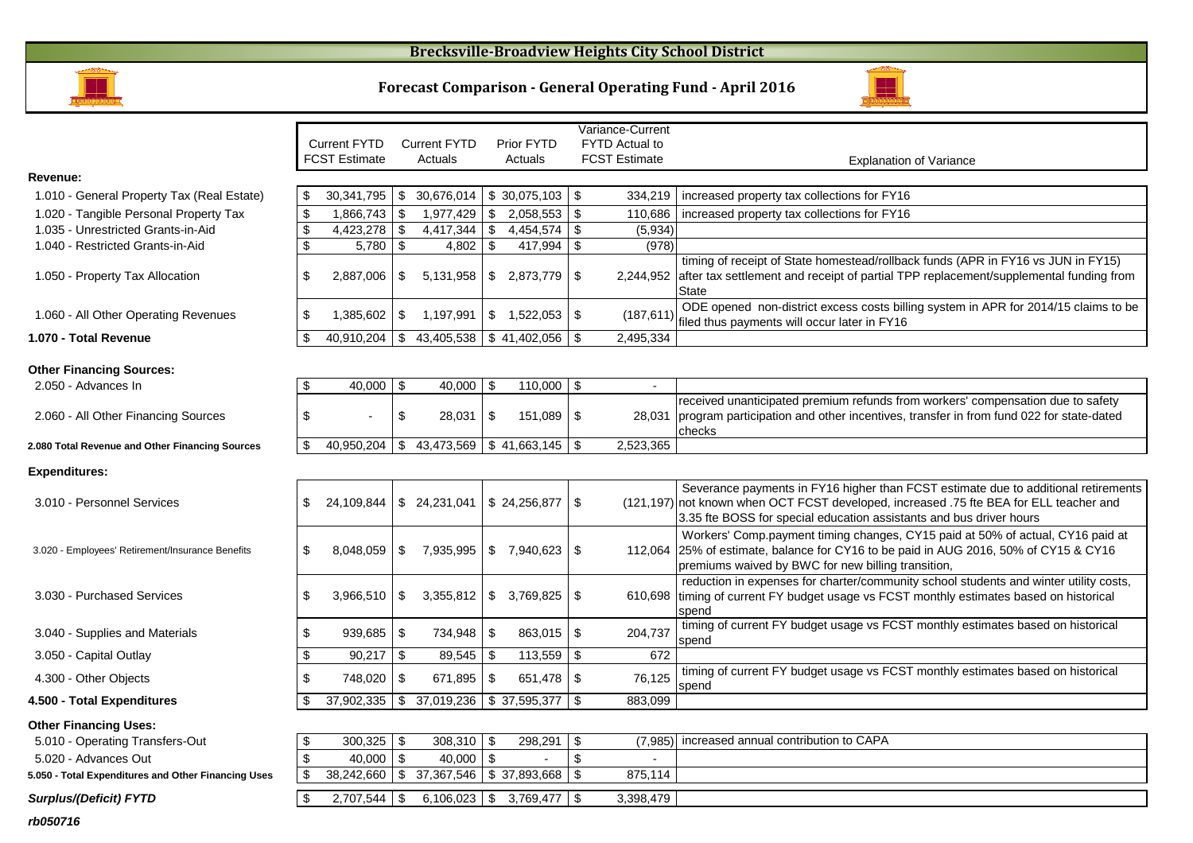# Brecksville-Broadview Heights City School District

## Forecast Comparison - General Operating Fund - April 2016

| | Current FYTD FCST Estimate | Current FYTD Actuals | Prior FYTD Actuals | Variance-Current FYTD Actual to FCST Estimate | Explanation of Variance |
|---|---|---|---|---|---|
| **Revenue:** | | | | | |
| 1.010 - General Property Tax (Real Estate) | $ 30,341,795 | $ 30,676,014 | $ 30,075,103 | $ 334,219 | increased property tax collections for FY16 |
| 1.020 - Tangible Personal Property Tax | $ 1,866,743 | $ 1,977,429 | $ 2,058,553 | $ 110,686 | increased property tax collections for FY16 |
| 1.035 - Unrestricted Grants-in-Aid | $ 4,423,278 | $ 4,417,344 | $ 4,454,574 | $ (5,934) | |
| 1.040 - Restricted Grants-in-Aid | $ 5,780 | $ 4,802 | $ 417,994 | $ (978) | |
| 1.050 - Property Tax Allocation | $ 2,887,006 | $ 5,131,958 | $ 2,873,779 | $ 2,244,952 | timing of receipt of State homestead/rollback funds (APR in FY16 vs JUN in FY15) after tax settlement and receipt of partial TPP replacement/supplemental funding from State |
| 1.060 - All Other Operating Revenues | $ 1,385,602 | $ 1,197,991 | $ 1,522,053 | $ (187,611) | ODE opened non-district excess costs billing system in APR for 2014/15 claims to be filed thus payments will occur later in FY16 |
| **1.070 - Total Revenue** | $ 40,910,204 | $ 43,405,538 | $ 41,402,056 | $ 2,495,334 | |
| **Other Financing Sources:** | | | | | |
| 2.050 - Advances In | $ 40,000 | $ 40,000 | $ 110,000 | $ - | |
| 2.060 - All Other Financing Sources | $ - | $ 28,031 | $ 151,089 | $ 28,031 | received unanticipated premium refunds from workers' compensation due to safety program participation and other incentives, transfer in from fund 022 for state-dated checks |
| **2.080 Total Revenue and Other Financing Sources** | $ 40,950,204 | $ 43,473,569 | $ 41,663,145 | $ 2,523,365 | |
| **Expenditures:** | | | | | |
| 3.010 - Personnel Services | $ 24,109,844 | $ 24,231,041 | $ 24,256,877 | $ (121,197) | Severance payments in FY16 higher than FCST estimate due to additional retirements not known when OCT FCST developed, increased .75 fte BEA for ELL teacher and 3.35 fte BOSS for special education assistants and bus driver hours |
| 3.020 - Employees' Retirement/Insurance Benefits | $ 8,048,059 | $ 7,935,995 | $ 7,940,623 | $ 112,064 | Workers' Comp.payment timing changes, CY15 paid at 50% of actual, CY16 paid at 25% of estimate, balance for CY16 to be paid in AUG 2016, 50% of CY15 & CY16 premiums waived by BWC for new billing transition, |
| 3.030 - Purchased Services | $ 3,966,510 | $ 3,355,812 | $ 3,769,825 | $ 610,698 | reduction in expenses for charter/community school students and winter utility costs, timing of current FY budget usage vs FCST monthly estimates based on historical spend |
| 3.040 - Supplies and Materials | $ 939,685 | $ 734,948 | $ 863,015 | $ 204,737 | timing of current FY budget usage vs FCST monthly estimates based on historical spend |
| 3.050 - Capital Outlay | $ 90,217 | $ 89,545 | $ 113,559 | $ 672 | |
| 4.300 - Other Objects | $ 748,020 | $ 671,895 | $ 651,478 | $ 76,125 | timing of current FY budget usage vs FCST monthly estimates based on historical spend |
| **4.500 - Total Expenditures** | $ 37,902,335 | $ 37,019,236 | $ 37,595,377 | $ 883,099 | |
| **Other Financing Uses:** | | | | | |
| 5.010 - Operating Transfers-Out | $ 300,325 | $ 308,310 | $ 298,291 | $ (7,985) | increased annual contribution to CAPA |
| 5.020 - Advances Out | $ 40,000 | $ 40,000 | $ - | $ - | |
| **5.050 - Total Expenditures and Other Financing Uses** | $ 38,242,660 | $ 37,367,546 | $ 37,893,668 | $ 875,114 | |
| ***Surplus/(Deficit) FYTD*** | $ 2,707,544 | $ 6,106,023 | $ 3,769,477 | $ 3,398,479 | |

***rb050716***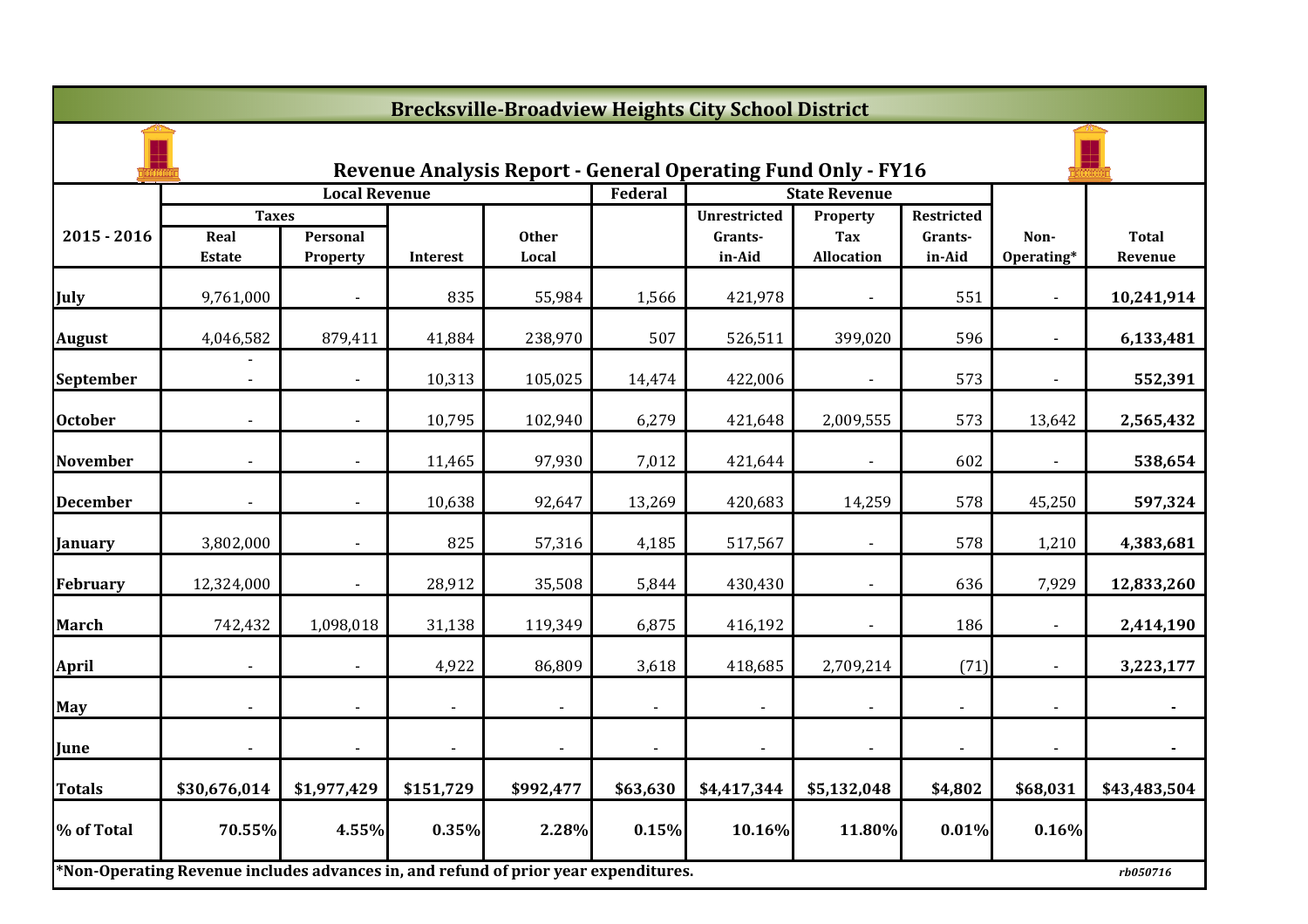# Brecksville-Broadview Heights City School District

## Revenue Analysis Report - General Operating Fund Only - FY16

| 2015 - 2016 | Local Revenue | | | | Federal | State Revenue | | | Non-Operating* | Total Revenue |
|---|---|---|---|---|---|---|---|---|---|---|
| | Taxes | | | | | | | | | |
| | Real Estate | Personal Property | Interest | Other Local | | Unrestricted Grants-in-Aid | Property Tax Allocation | Restricted Grants-in-Aid | | |
| July | 9,761,000 | - | 835 | 55,984 | 1,566 | 421,978 | - | 551 | - | **10,241,914** |
| August | 4,046,582 | 879,411 | 41,884 | 238,970 | 507 | 526,511 | 399,020 | 596 | - | **6,133,481** |
| September | - - | - | 10,313 | 105,025 | 14,474 | 422,006 | - | 573 | - | **552,391** |
| October | - | - | 10,795 | 102,940 | 6,279 | 421,648 | 2,009,555 | 573 | 13,642 | **2,565,432** |
| November | - | - | 11,465 | 97,930 | 7,012 | 421,644 | - | 602 | - | **538,654** |
| December | - | - | 10,638 | 92,647 | 13,269 | 420,683 | 14,259 | 578 | 45,250 | **597,324** |
| January | 3,802,000 | - | 825 | 57,316 | 4,185 | 517,567 | - | 578 | 1,210 | **4,383,681** |
| February | 12,324,000 | - | 28,912 | 35,508 | 5,844 | 430,430 | - | 636 | 7,929 | **12,833,260** |
| March | 742,432 | 1,098,018 | 31,138 | 119,349 | 6,875 | 416,192 | - | 186 | - | **2,414,190** |
| April | - | - | 4,922 | 86,809 | 3,618 | 418,685 | 2,709,214 | (71) | - | **3,223,177** |
| May | - | - | - | - | - | - | - | - | - | **-** |
| June | - | - | - | - | - | - | - | - | - | **-** |
| **Totals** | **$30,676,014** | **$1,977,429** | **$151,729** | **$992,477** | **$63,630** | **$4,417,344** | **$5,132,048** | **$4,802** | **$68,031** | **$43,483,504** |
| **% of Total** | **70.55%** | **4.55%** | **0.35%** | **2.28%** | **0.15%** | **10.16%** | **11.80%** | **0.01%** | **0.16%** | |

**\*Non-Operating Revenue includes advances in, and refund of prior year expenditures.**

*rb050716*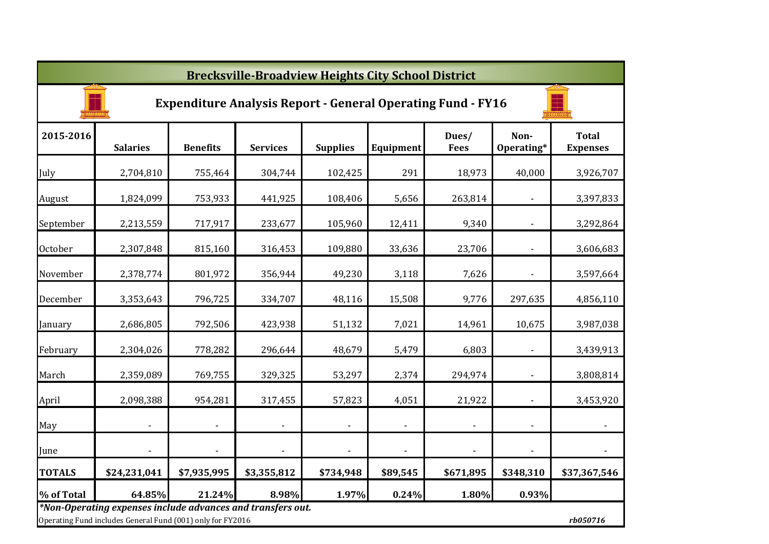# Brecksville-Broadview Heights City School District

## Expenditure Analysis Report - General Operating Fund - FY16

| 2015-2016 | Salaries | Benefits | Services | Supplies | Equipment | Dues/ Fees | Non-Operating* | Total Expenses |
|---|---|---|---|---|---|---|---|---|
| July | 2,704,810 | 755,464 | 304,744 | 102,425 | 291 | 18,973 | 40,000 | 3,926,707 |
| August | 1,824,099 | 753,933 | 441,925 | 108,406 | 5,656 | 263,814 | - | 3,397,833 |
| September | 2,213,559 | 717,917 | 233,677 | 105,960 | 12,411 | 9,340 | - | 3,292,864 |
| October | 2,307,848 | 815,160 | 316,453 | 109,880 | 33,636 | 23,706 | - | 3,606,683 |
| November | 2,378,774 | 801,972 | 356,944 | 49,230 | 3,118 | 7,626 | - | 3,597,664 |
| December | 3,353,643 | 796,725 | 334,707 | 48,116 | 15,508 | 9,776 | 297,635 | 4,856,110 |
| January | 2,686,805 | 792,506 | 423,938 | 51,132 | 7,021 | 14,961 | 10,675 | 3,987,038 |
| February | 2,304,026 | 778,282 | 296,644 | 48,679 | 5,479 | 6,803 | - | 3,439,913 |
| March | 2,359,089 | 769,755 | 329,325 | 53,297 | 2,374 | 294,974 | - | 3,808,814 |
| April | 2,098,388 | 954,281 | 317,455 | 57,823 | 4,051 | 21,922 | - | 3,453,920 |
| May | - | - | - | - | - | - | - | - |
| June | - | - | - | - | - | - | - | - |
| **TOTALS** | **$24,231,041** | **$7,935,995** | **$3,355,812** | **$734,948** | **$89,545** | **$671,895** | **$348,310** | **$37,367,546** |
| **% of Total** | **64.85%** | **21.24%** | **8.98%** | **1.97%** | **0.24%** | **1.80%** | **0.93%** | |

***Non-Operating expenses include advances and transfers out.***

Operating Fund includes General Fund (001) only for FY2016

*rb050716*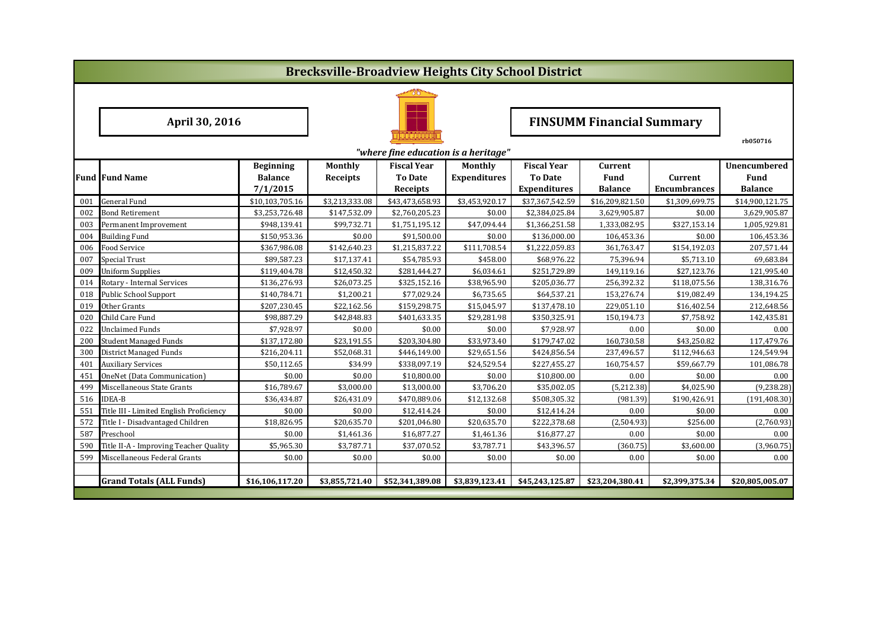# Brecksville-Broadview Heights City School District

**April 30, 2016**

**FINSUMM Financial Summary**

rb050716

*"where fine education is a heritage"*

| Fund | Fund Name | Beginning Balance 7/1/2015 | Monthly Receipts | Fiscal Year To Date Receipts | Monthly Expenditures | Fiscal Year To Date Expenditures | Current Fund Balance | Current Encumbrances | Unencumbered Fund Balance |
|---|---|---|---|---|---|---|---|---|---|
| 001 | General Fund | $10,103,705.16 | $3,213,333.08 | $43,473,658.93 | $3,453,920.17 | $37,367,542.59 | $16,209,821.50 | $1,309,699.75 | $14,900,121.75 |
| 002 | Bond Retirement | $3,253,726.48 | $147,532.09 | $2,760,205.23 | $0.00 | $2,384,025.84 | 3,629,905.87 | $0.00 | 3,629,905.87 |
| 003 | Permanent Improvement | $948,139.41 | $99,732.71 | $1,751,195.12 | $47,094.44 | $1,366,251.58 | 1,333,082.95 | $327,153.14 | 1,005,929.81 |
| 004 | Building Fund | $150,953.36 | $0.00 | $91,500.00 | $0.00 | $136,000.00 | 106,453.36 | $0.00 | 106,453.36 |
| 006 | Food Service | $367,986.08 | $142,640.23 | $1,215,837.22 | $111,708.54 | $1,222,059.83 | 361,763.47 | $154,192.03 | 207,571.44 |
| 007 | Special Trust | $89,587.23 | $17,137.41 | $54,785.93 | $458.00 | $68,976.22 | 75,396.94 | $5,713.10 | 69,683.84 |
| 009 | Uniform Supplies | $119,404.78 | $12,450.32 | $281,444.27 | $6,034.61 | $251,729.89 | 149,119.16 | $27,123.76 | 121,995.40 |
| 014 | Rotary - Internal Services | $136,276.93 | $26,073.25 | $325,152.16 | $38,965.90 | $205,036.77 | 256,392.32 | $118,075.56 | 138,316.76 |
| 018 | Public School Support | $140,784.71 | $1,200.21 | $77,029.24 | $6,735.65 | $64,537.21 | 153,276.74 | $19,082.49 | 134,194.25 |
| 019 | Other Grants | $207,230.45 | $22,162.56 | $159,298.75 | $15,045.97 | $137,478.10 | 229,051.10 | $16,402.54 | 212,648.56 |
| 020 | Child Care Fund | $98,887.29 | $42,848.83 | $401,633.35 | $29,281.98 | $350,325.91 | 150,194.73 | $7,758.92 | 142,435.81 |
| 022 | Unclaimed Funds | $7,928.97 | $0.00 | $0.00 | $0.00 | $7,928.97 | 0.00 | $0.00 | 0.00 |
| 200 | Student Managed Funds | $137,172.80 | $23,191.55 | $203,304.80 | $33,973.40 | $179,747.02 | 160,730.58 | $43,250.82 | 117,479.76 |
| 300 | District Managed Funds | $216,204.11 | $52,068.31 | $446,149.00 | $29,651.56 | $424,856.54 | 237,496.57 | $112,946.63 | 124,549.94 |
| 401 | Auxiliary Services | $50,112.65 | $34.99 | $338,097.19 | $24,529.54 | $227,455.27 | 160,754.57 | $59,667.79 | 101,086.78 |
| 451 | OneNet (Data Communication) | $0.00 | $0.00 | $10,800.00 | $0.00 | $10,800.00 | 0.00 | $0.00 | 0.00 |
| 499 | Miscellaneous State Grants | $16,789.67 | $3,000.00 | $13,000.00 | $3,706.20 | $35,002.05 | (5,212.38) | $4,025.90 | (9,238.28) |
| 516 | IDEA-B | $36,434.87 | $26,431.09 | $470,889.06 | $12,132.68 | $508,305.32 | (981.39) | $190,426.91 | (191,408.30) |
| 551 | Title III - Limited English Proficiency | $0.00 | $0.00 | $12,414.24 | $0.00 | $12,414.24 | 0.00 | $0.00 | 0.00 |
| 572 | Title I - Disadvantaged Children | $18,826.95 | $20,635.70 | $201,046.80 | $20,635.70 | $222,378.68 | (2,504.93) | $256.00 | (2,760.93) |
| 587 | Preschool | $0.00 | $1,461.36 | $16,877.27 | $1,461.36 | $16,877.27 | 0.00 | $0.00 | 0.00 |
| 590 | Title II-A - Improving Teacher Quality | $5,965.30 | $3,787.71 | $37,070.52 | $3,787.71 | $43,396.57 | (360.75) | $3,600.00 | (3,960.75) |
| 599 | Miscellaneous Federal Grants | $0.00 | $0.00 | $0.00 | $0.00 | $0.00 | 0.00 | $0.00 | 0.00 |
| | | | | | | | | | |
| | **Grand Totals (ALL Funds)** | **$16,106,117.20** | **$3,855,721.40** | **$52,341,389.08** | **$3,839,123.41** | **$45,243,125.87** | **$23,204,380.41** | **$2,399,375.34** | **$20,805,005.07** |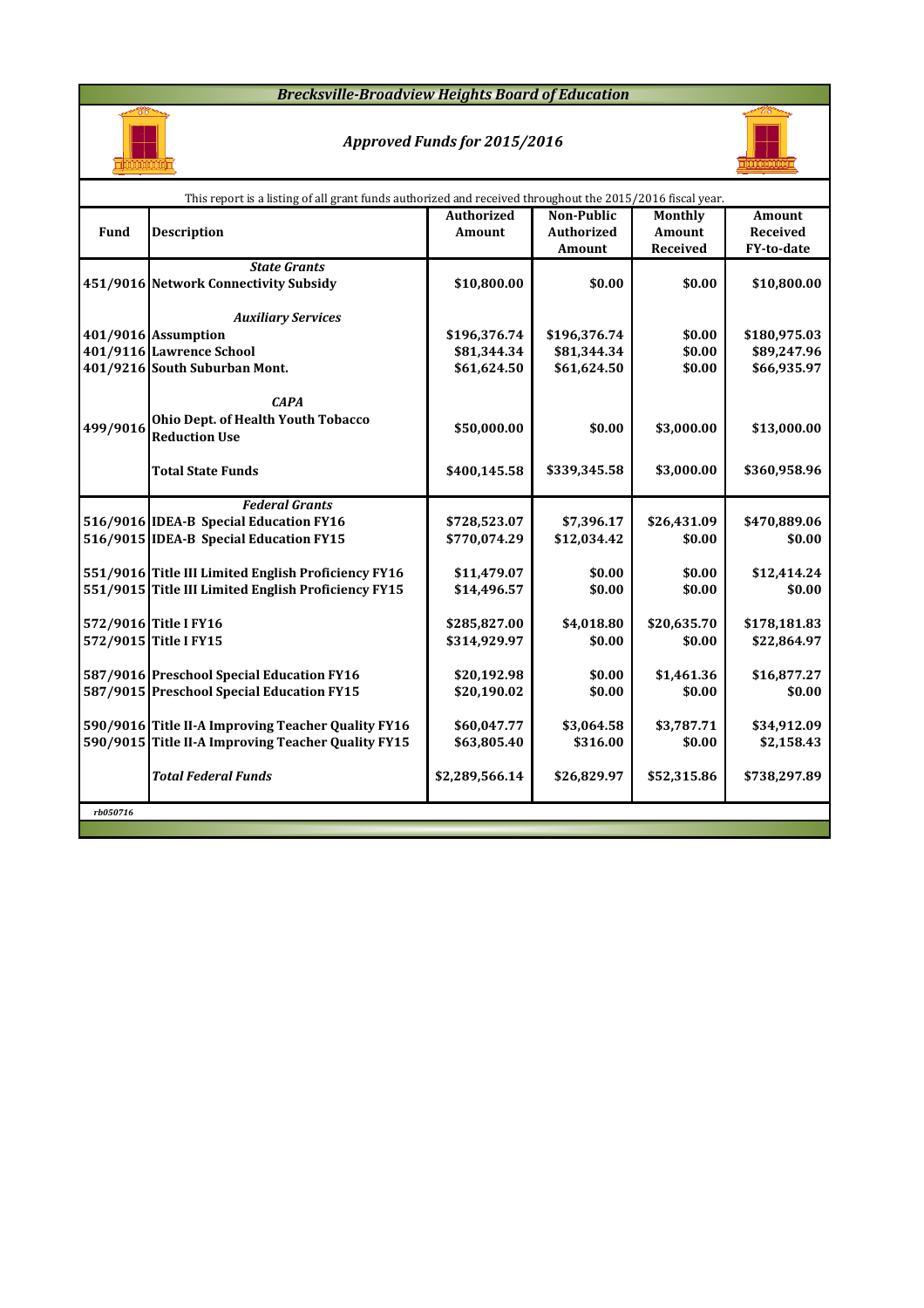# *Brecksville-Broadview Heights Board of Education*

## *Approved Funds for 2015/2016*

This report is a listing of all grant funds authorized and received throughout the 2015/2016 fiscal year.

| Fund | Description | Authorized Amount | Non-Public Authorized Amount | Monthly Amount Received | Amount Received FY-to-date |
|---|---|---|---|---|---|
| | ***State Grants*** | | | | |
| **451/9016** | **Network Connectivity Subsidy** | **$10,800.00** | **$0.00** | **$0.00** | **$10,800.00** |
| | ***Auxiliary Services*** | | | | |
| **401/9016** | **Assumption** | **$196,376.74** | **$196,376.74** | **$0.00** | **$180,975.03** |
| **401/9116** | **Lawrence School** | **$81,344.34** | **$81,344.34** | **$0.00** | **$89,247.96** |
| **401/9216** | **South Suburban Mont.** | **$61,624.50** | **$61,624.50** | **$0.00** | **$66,935.97** |
| | ***CAPA*** | | | | |
| **499/9016** | **Ohio Dept. of Health Youth Tobacco Reduction Use** | **$50,000.00** | **$0.00** | **$3,000.00** | **$13,000.00** |
| | **Total State Funds** | **$400,145.58** | **$339,345.58** | **$3,000.00** | **$360,958.96** |
| | ***Federal Grants*** | | | | |
| **516/9016** | **IDEA-B Special Education FY16** | **$728,523.07** | **$7,396.17** | **$26,431.09** | **$470,889.06** |
| **516/9015** | **IDEA-B Special Education FY15** | **$770,074.29** | **$12,034.42** | **$0.00** | **$0.00** |
| **551/9016** | **Title III Limited English Proficiency FY16** | **$11,479.07** | **$0.00** | **$0.00** | **$12,414.24** |
| **551/9015** | **Title III Limited English Proficiency FY15** | **$14,496.57** | **$0.00** | **$0.00** | **$0.00** |
| **572/9016** | **Title I FY16** | **$285,827.00** | **$4,018.80** | **$20,635.70** | **$178,181.83** |
| **572/9015** | **Title I FY15** | **$314,929.97** | **$0.00** | **$0.00** | **$22,864.97** |
| **587/9016** | **Preschool Special Education FY16** | **$20,192.98** | **$0.00** | **$1,461.36** | **$16,877.27** |
| **587/9015** | **Preschool Special Education FY15** | **$20,190.02** | **$0.00** | **$0.00** | **$0.00** |
| **590/9016** | **Title II-A Improving Teacher Quality FY16** | **$60,047.77** | **$3,064.58** | **$3,787.71** | **$34,912.09** |
| **590/9015** | **Title II-A Improving Teacher Quality FY15** | **$63,805.40** | **$316.00** | **$0.00** | **$2,158.43** |
| | ***Total Federal Funds*** | **$2,289,566.14** | **$26,829.97** | **$52,315.86** | **$738,297.89** |

*rb050716*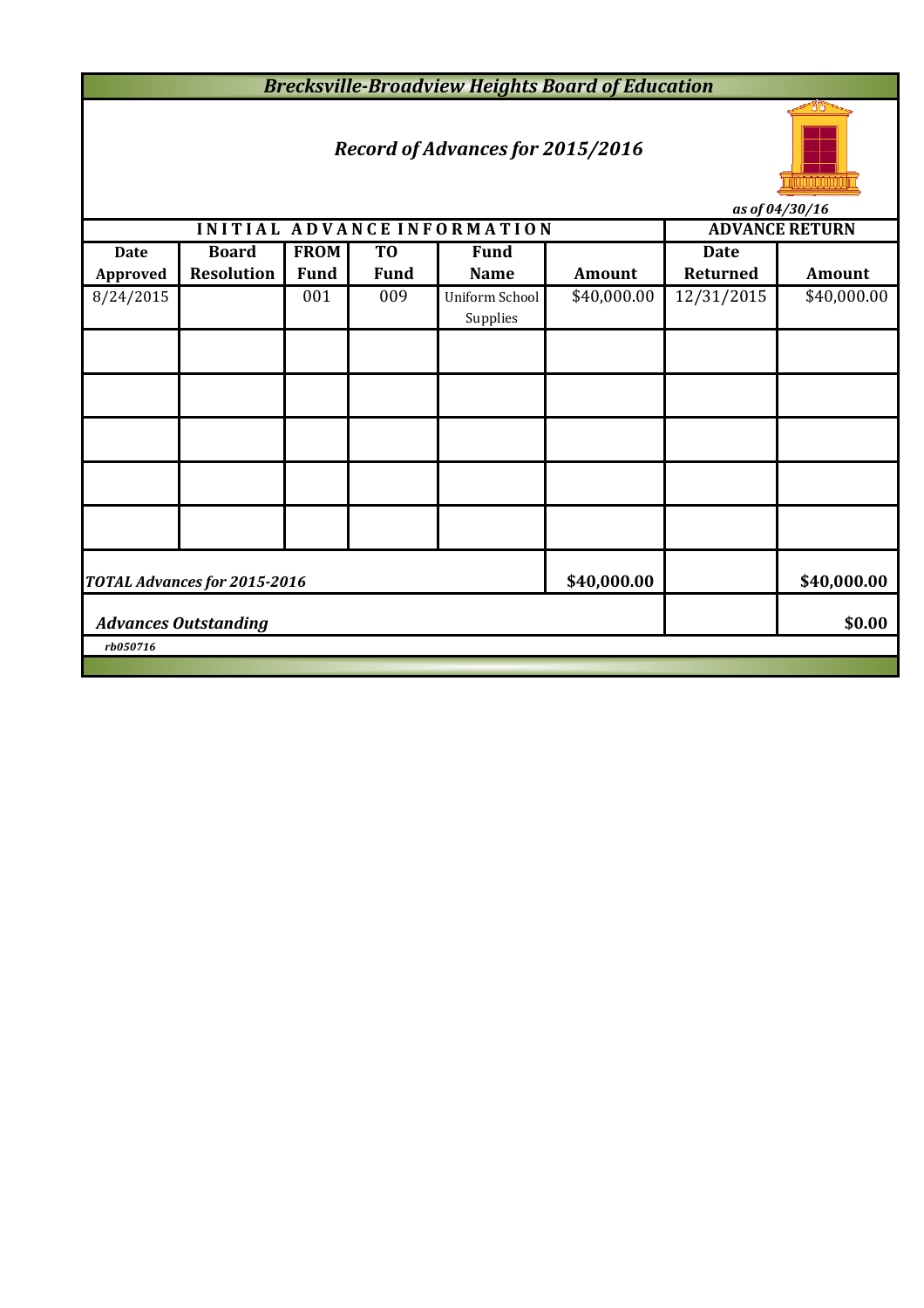# *Brecksville-Broadview Heights Board of Education*

## *Record of Advances for 2015/2016*

*as of 04/30/16*

| INITIAL ADVANCE INFORMATION | | | | | | ADVANCE RETURN | |
|---|---|---|---|---|---|---|---|
| **Date Approved** | **Board Resolution** | **FROM Fund** | **TO Fund** | **Fund Name** | **Amount** | **Date Returned** | **Amount** |
| 8/24/2015 | | 001 | 009 | Uniform School Supplies | $40,000.00 | 12/31/2015 | $40,000.00 |
| | | | | | | | |
| | | | | | | | |
| | | | | | | | |
| | | | | | | | |
| | | | | | | | |
| ***TOTAL Advances for 2015-2016*** | | | | | **$40,000.00** | | **$40,000.00** |
| ***Advances Outstanding*** | | | | | | | **$0.00** |

*rb050716*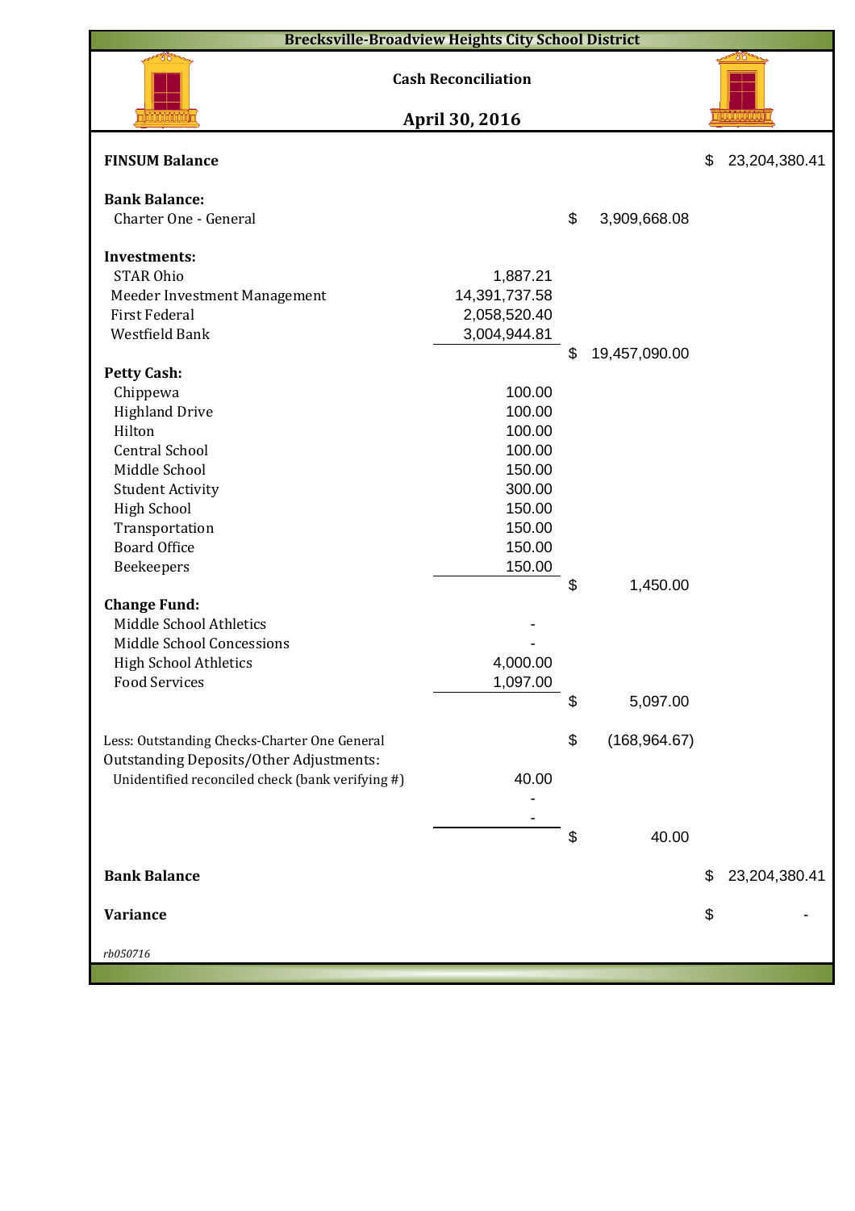# Brecksville-Broadview Heights City School District

## Cash Reconciliation

## April 30, 2016

| | | | |
|---|---|---|---|
| **FINSUM Balance** | | | $ 23,204,380.41 |
| **Bank Balance:** | | | |
| Charter One - General | | $ 3,909,668.08 | |
| **Investments:** | | | |
| STAR Ohio | 1,887.21 | | |
| Meeder Investment Management | 14,391,737.58 | | |
| First Federal | 2,058,520.40 | | |
| Westfield Bank | 3,004,944.81 | | |
| | | $ 19,457,090.00 | |
| **Petty Cash:** | | | |
| Chippewa | 100.00 | | |
| Highland Drive | 100.00 | | |
| Hilton | 100.00 | | |
| Central School | 100.00 | | |
| Middle School | 150.00 | | |
| Student Activity | 300.00 | | |
| High School | 150.00 | | |
| Transportation | 150.00 | | |
| Board Office | 150.00 | | |
| Beekeepers | 150.00 | | |
| | | $ 1,450.00 | |
| **Change Fund:** | | | |
| Middle School Athletics | - | | |
| Middle School Concessions | - | | |
| High School Athletics | 4,000.00 | | |
| Food Services | 1,097.00 | | |
| | | $ 5,097.00 | |
| Less: Outstanding Checks-Charter One General | | $ (168,964.67) | |
| Outstanding Deposits/Other Adjustments: | | | |
| Unidentified reconciled check (bank verifying #) | 40.00 | | |
| | - | | |
| | - | | |
| | | $ 40.00 | |
| **Bank Balance** | | | $ 23,204,380.41 |
| **Variance** | | | $ - |

*rb050716*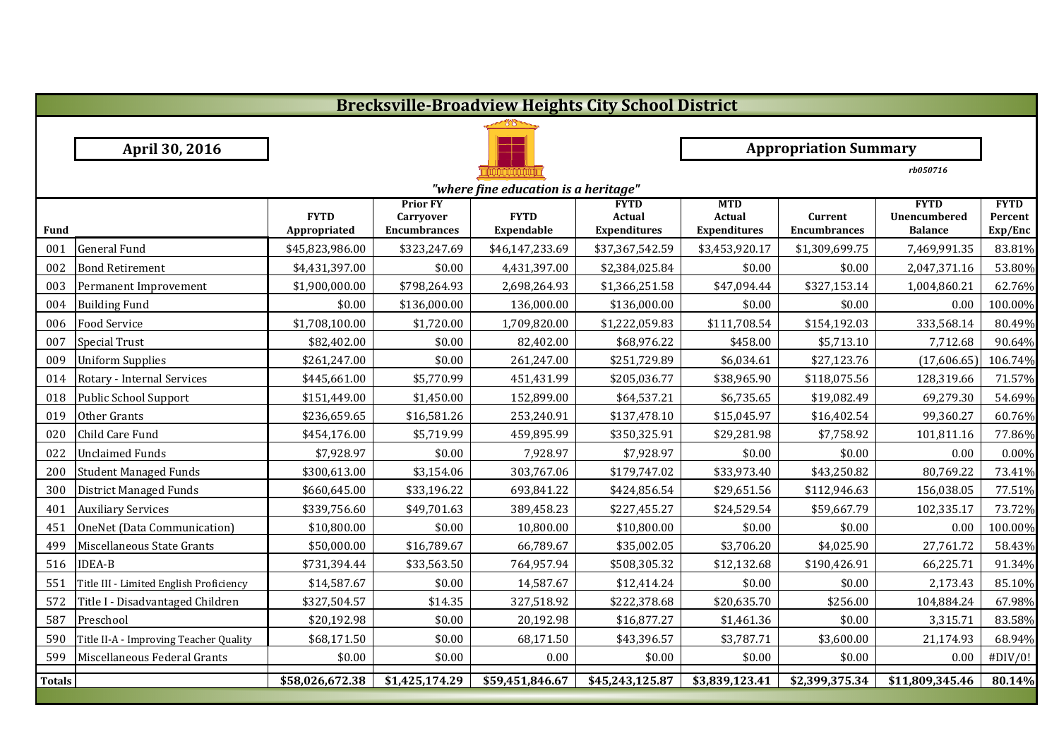# Brecksville-Broadview Heights City School District

**April 30, 2016**

**Appropriation Summary**

*rb050716*

*"where fine education is a heritage"*

| Fund | | FYTD Appropriated | Prior FY Carryover Encumbrances | FYTD Expendable | FYTD Actual Expenditures | MTD Actual Expenditures | Current Encumbrances | FYTD Unencumbered Balance | FYTD Percent Exp/Enc |
|---|---|---|---|---|---|---|---|---|---|
| 001 | General Fund | $45,823,986.00 | $323,247.69 | $46,147,233.69 | $37,367,542.59 | $3,453,920.17 | $1,309,699.75 | 7,469,991.35 | 83.81% |
| 002 | Bond Retirement | $4,431,397.00 | $0.00 | 4,431,397.00 | $2,384,025.84 | $0.00 | $0.00 | 2,047,371.16 | 53.80% |
| 003 | Permanent Improvement | $1,900,000.00 | $798,264.93 | 2,698,264.93 | $1,366,251.58 | $47,094.44 | $327,153.14 | 1,004,860.21 | 62.76% |
| 004 | Building Fund | $0.00 | $136,000.00 | 136,000.00 | $136,000.00 | $0.00 | $0.00 | 0.00 | 100.00% |
| 006 | Food Service | $1,708,100.00 | $1,720.00 | 1,709,820.00 | $1,222,059.83 | $111,708.54 | $154,192.03 | 333,568.14 | 80.49% |
| 007 | Special Trust | $82,402.00 | $0.00 | 82,402.00 | $68,976.22 | $458.00 | $5,713.10 | 7,712.68 | 90.64% |
| 009 | Uniform Supplies | $261,247.00 | $0.00 | 261,247.00 | $251,729.89 | $6,034.61 | $27,123.76 | (17,606.65) | 106.74% |
| 014 | Rotary - Internal Services | $445,661.00 | $5,770.99 | 451,431.99 | $205,036.77 | $38,965.90 | $118,075.56 | 128,319.66 | 71.57% |
| 018 | Public School Support | $151,449.00 | $1,450.00 | 152,899.00 | $64,537.21 | $6,735.65 | $19,082.49 | 69,279.30 | 54.69% |
| 019 | Other Grants | $236,659.65 | $16,581.26 | 253,240.91 | $137,478.10 | $15,045.97 | $16,402.54 | 99,360.27 | 60.76% |
| 020 | Child Care Fund | $454,176.00 | $5,719.99 | 459,895.99 | $350,325.91 | $29,281.98 | $7,758.92 | 101,811.16 | 77.86% |
| 022 | Unclaimed Funds | $7,928.97 | $0.00 | 7,928.97 | $7,928.97 | $0.00 | $0.00 | 0.00 | 0.00% |
| 200 | Student Managed Funds | $300,613.00 | $3,154.06 | 303,767.06 | $179,747.02 | $33,973.40 | $43,250.82 | 80,769.22 | 73.41% |
| 300 | District Managed Funds | $660,645.00 | $33,196.22 | 693,841.22 | $424,856.54 | $29,651.56 | $112,946.63 | 156,038.05 | 77.51% |
| 401 | Auxiliary Services | $339,756.60 | $49,701.63 | 389,458.23 | $227,455.27 | $24,529.54 | $59,667.79 | 102,335.17 | 73.72% |
| 451 | OneNet (Data Communication) | $10,800.00 | $0.00 | 10,800.00 | $10,800.00 | $0.00 | $0.00 | 0.00 | 100.00% |
| 499 | Miscellaneous State Grants | $50,000.00 | $16,789.67 | 66,789.67 | $35,002.05 | $3,706.20 | $4,025.90 | 27,761.72 | 58.43% |
| 516 | IDEA-B | $731,394.44 | $33,563.50 | 764,957.94 | $508,305.32 | $12,132.68 | $190,426.91 | 66,225.71 | 91.34% |
| 551 | Title III - Limited English Proficiency | $14,587.67 | $0.00 | 14,587.67 | $12,414.24 | $0.00 | $0.00 | 2,173.43 | 85.10% |
| 572 | Title I - Disadvantaged Children | $327,504.57 | $14.35 | 327,518.92 | $222,378.68 | $20,635.70 | $256.00 | 104,884.24 | 67.98% |
| 587 | Preschool | $20,192.98 | $0.00 | 20,192.98 | $16,877.27 | $1,461.36 | $0.00 | 3,315.71 | 83.58% |
| 590 | Title II-A - Improving Teacher Quality | $68,171.50 | $0.00 | 68,171.50 | $43,396.57 | $3,787.71 | $3,600.00 | 21,174.93 | 68.94% |
| 599 | Miscellaneous Federal Grants | $0.00 | $0.00 | 0.00 | $0.00 | $0.00 | $0.00 | 0.00 | #DIV/0! |
| **Totals** | | **$58,026,672.38** | **$1,425,174.29** | **$59,451,846.67** | **$45,243,125.87** | **$3,839,123.41** | **$2,399,375.34** | **$11,809,345.46** | **80.14%** |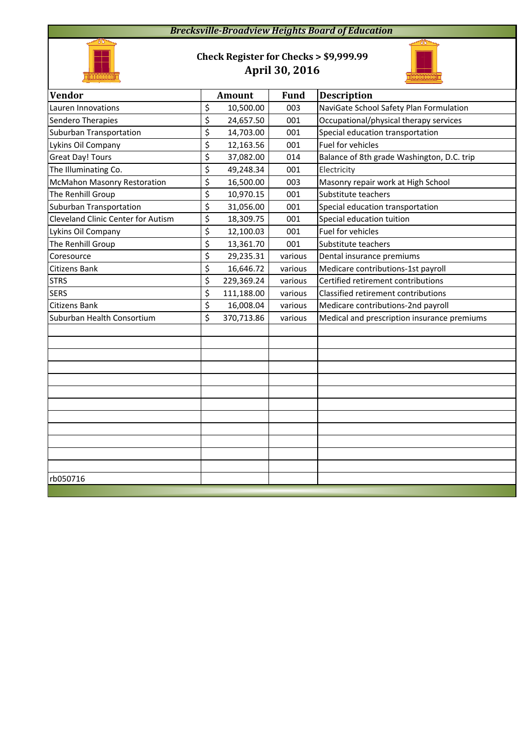***Brecksville-Broadview Heights Board of Education***

**Check Register for Checks > $9,999.99**
**April 30, 2016**

| Vendor | Amount | Fund | Description |
|---|---|---|---|
| Lauren Innovations | $ 10,500.00 | 003 | NaviGate School Safety Plan Formulation |
| Sendero Therapies | $ 24,657.50 | 001 | Occupational/physical therapy services |
| Suburban Transportation | $ 14,703.00 | 001 | Special education transportation |
| Lykins Oil Company | $ 12,163.56 | 001 | Fuel for vehicles |
| Great Day! Tours | $ 37,082.00 | 014 | Balance of 8th grade Washington, D.C. trip |
| The Illuminating Co. | $ 49,248.34 | 001 | Electricity |
| McMahon Masonry Restoration | $ 16,500.00 | 003 | Masonry repair work at High School |
| The Renhill Group | $ 10,970.15 | 001 | Substitute teachers |
| Suburban Transportation | $ 31,056.00 | 001 | Special education transportation |
| Cleveland Clinic Center for Autism | $ 18,309.75 | 001 | Special education tuition |
| Lykins Oil Company | $ 12,100.03 | 001 | Fuel for vehicles |
| The Renhill Group | $ 13,361.70 | 001 | Substitute teachers |
| Coresource | $ 29,235.31 | various | Dental insurance premiums |
| Citizens Bank | $ 16,646.72 | various | Medicare contributions-1st payroll |
| STRS | $ 229,369.24 | various | Certified retirement contributions |
| SERS | $ 111,188.00 | various | Classified retirement contributions |
| Citizens Bank | $ 16,008.04 | various | Medicare contributions-2nd payroll |
| Suburban Health Consortium | $ 370,713.86 | various | Medical and prescription insurance premiums |

rb050716